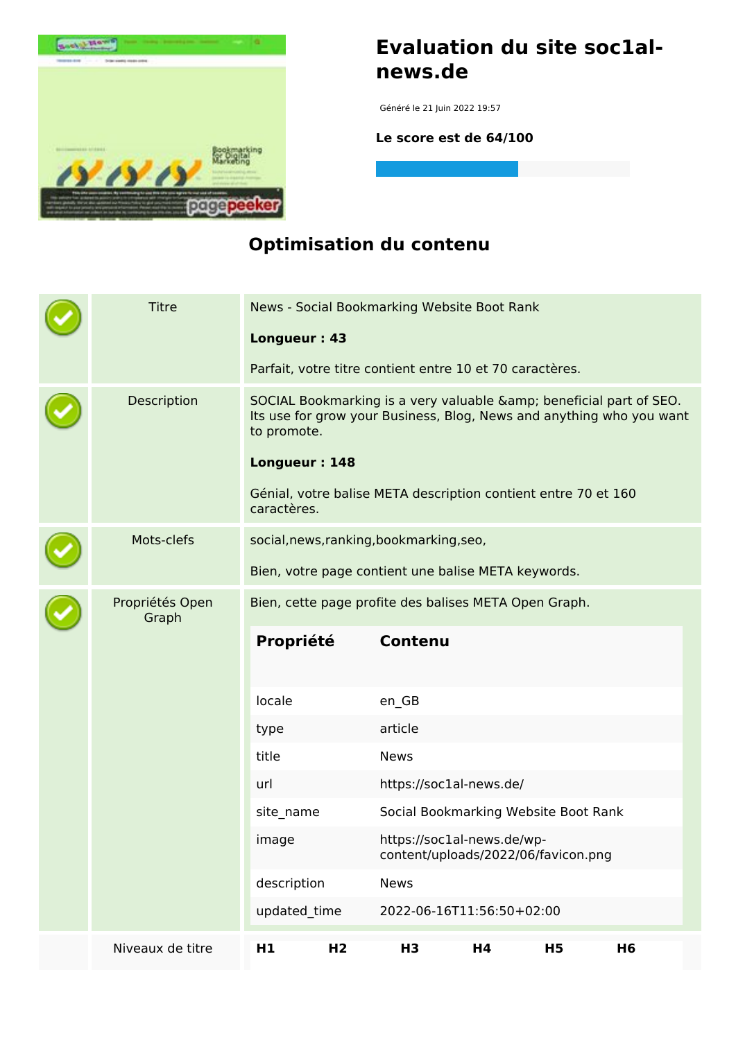# Evaluation du site soc1al-news.de

Généré le 21 Juin 2022 19:57

**Le score est de 64/100**

## Optimisation du contenu

| | | |
|---|---|---|
| ✓ | Titre | News - Social Bookmarking Website Boot Rank<br><br>**Longueur : 43**<br><br>Parfait, votre titre contient entre 10 et 70 caractères. |
| ✓ | Description | SOCIAL Bookmarking is a very valuable &amp; beneficial part of SEO. Its use for grow your Business, Blog, News and anything who you want to promote.<br><br>**Longueur : 148**<br><br>Génial, votre balise META description contient entre 70 et 160 caractères. |
| ✓ | Mots-clefs | social,news,ranking,bookmarking,seo,<br><br>Bien, votre page contient une balise META keywords. |
| ✓ | Propriétés Open Graph | Bien, cette page profite des balises META Open Graph. |

| Propriété | Contenu |
|---|---|
| locale | en_GB |
| type | article |
| title | News |
| url | https://soc1al-news.de/ |
| site_name | Social Bookmarking Website Boot Rank |
| image | https://soc1al-news.de/wp-content/uploads/2022/06/favicon.png |
| description | News |
| updated_time | 2022-06-16T11:56:50+02:00 |

Niveaux de titre

| H1 | H2 | H3 | H4 | H5 | H6 |
|---|---|---|---|---|---|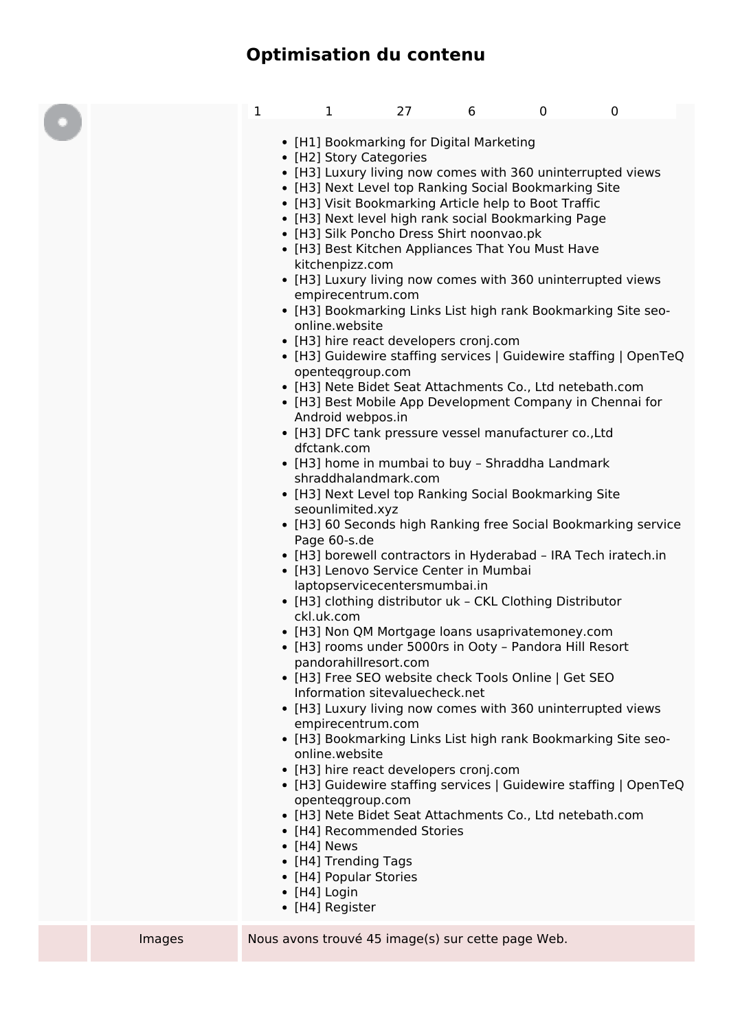# Optimisation du contenu

| 1 | 1 | 27 | 6 | 0 | 0 |
|---|---|---|---|---|---|

- [H1] Bookmarking for Digital Marketing
- [H2] Story Categories
- [H3] Luxury living now comes with 360 uninterrupted views
- [H3] Next Level top Ranking Social Bookmarking Site
- [H3] Visit Bookmarking Article help to Boot Traffic
- [H3] Next level high rank social Bookmarking Page
- [H3] Silk Poncho Dress Shirt noonvao.pk
- [H3] Best Kitchen Appliances That You Must Have kitchenpizz.com
- [H3] Luxury living now comes with 360 uninterrupted views empirecentrum.com
- [H3] Bookmarking Links List high rank Bookmarking Site seo-online.website
- [H3] hire react developers cronj.com
- [H3] Guidewire staffing services | Guidewire staffing | OpenTeQ openteqgroup.com
- [H3] Nete Bidet Seat Attachments Co., Ltd netebath.com
- [H3] Best Mobile App Development Company in Chennai for Android webpos.in
- [H3] DFC tank pressure vessel manufacturer co.,Ltd dfctank.com
- [H3] home in mumbai to buy – Shraddha Landmark shraddhalandmark.com
- [H3] Next Level top Ranking Social Bookmarking Site seounlimited.xyz
- [H3] 60 Seconds high Ranking free Social Bookmarking service Page 60-s.de
- [H3] borewell contractors in Hyderabad – IRA Tech iratech.in
- [H3] Lenovo Service Center in Mumbai laptopservicecentersmumbai.in
- [H3] clothing distributor uk – CKL Clothing Distributor ckl.uk.com
- [H3] Non QM Mortgage loans usaprivatemoney.com
- [H3] rooms under 5000rs in Ooty – Pandora Hill Resort pandorahillresort.com
- [H3] Free SEO website check Tools Online | Get SEO Information sitevaluecheck.net
- [H3] Luxury living now comes with 360 uninterrupted views empirecentrum.com
- [H3] Bookmarking Links List high rank Bookmarking Site seo-online.website
- [H3] hire react developers cronj.com
- [H3] Guidewire staffing services | Guidewire staffing | OpenTeQ openteqgroup.com
- [H3] Nete Bidet Seat Attachments Co., Ltd netebath.com
- [H4] Recommended Stories
- [H4] News
- [H4] Trending Tags
- [H4] Popular Stories
- [H4] Login
- [H4] Register

| | Images | Nous avons trouvé 45 image(s) sur cette page Web. |
|---|---|---|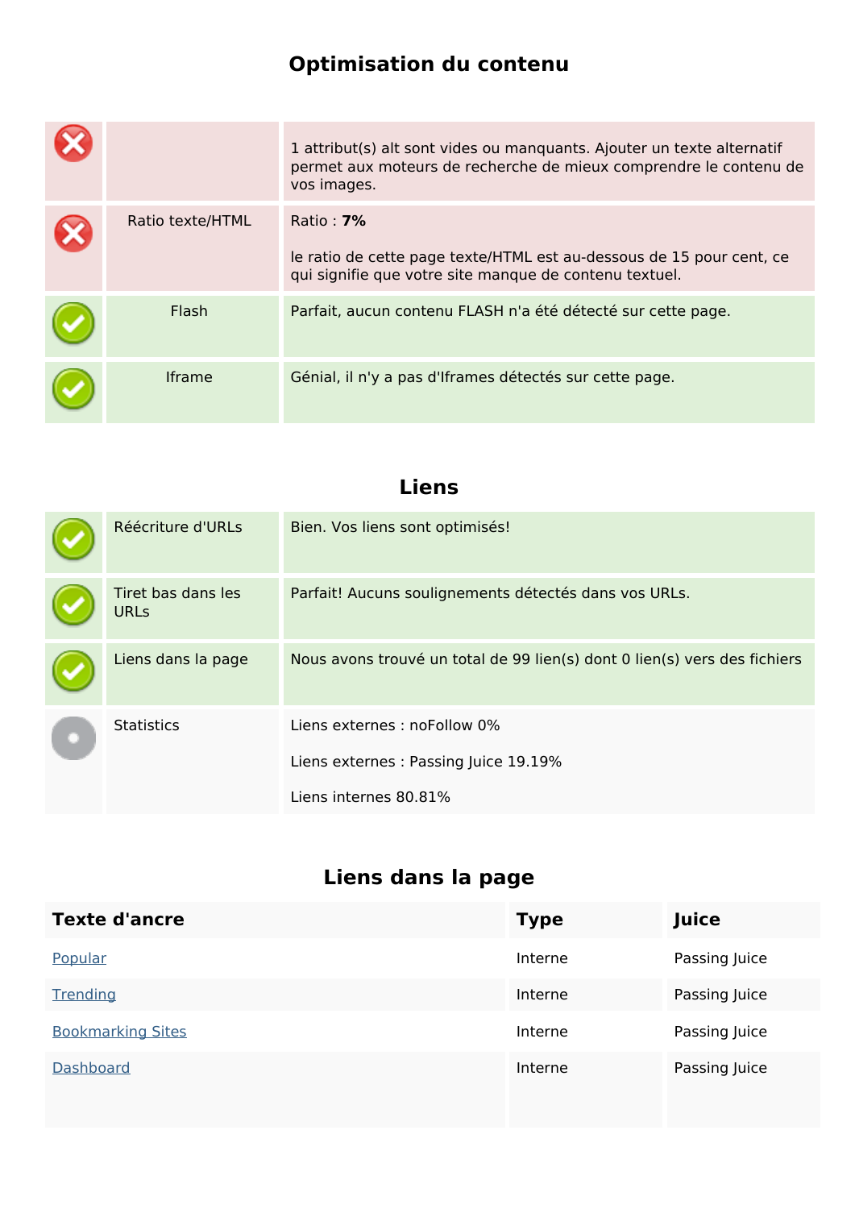## Optimisation du contenu

| | | |
|---|---|---|
| ✗ | | 1 attribut(s) alt sont vides ou manquants. Ajouter un texte alternatif permet aux moteurs de recherche de mieux comprendre le contenu de vos images. |
| ✗ | Ratio texte/HTML | Ratio : **7%**<br><br>le ratio de cette page texte/HTML est au-dessous de 15 pour cent, ce qui signifie que votre site manque de contenu textuel. |
| ✓ | Flash | Parfait, aucun contenu FLASH n'a été détecté sur cette page. |
| ✓ | Iframe | Génial, il n'y a pas d'Iframes détectés sur cette page. |

## Liens

| | | |
|---|---|---|
| ✓ | Réécriture d'URLs | Bien. Vos liens sont optimisés! |
| ✓ | Tiret bas dans les URLs | Parfait! Aucuns soulignements détectés dans vos URLs. |
| ✓ | Liens dans la page | Nous avons trouvé un total de 99 lien(s) dont 0 lien(s) vers des fichiers |
| | Statistics | Liens externes : noFollow 0%<br><br>Liens externes : Passing Juice 19.19%<br><br>Liens internes 80.81% |

## Liens dans la page

| Texte d'ancre | Type | Juice |
|---|---|---|
| Popular | Interne | Passing Juice |
| Trending | Interne | Passing Juice |
| Bookmarking Sites | Interne | Passing Juice |
| Dashboard | Interne | Passing Juice |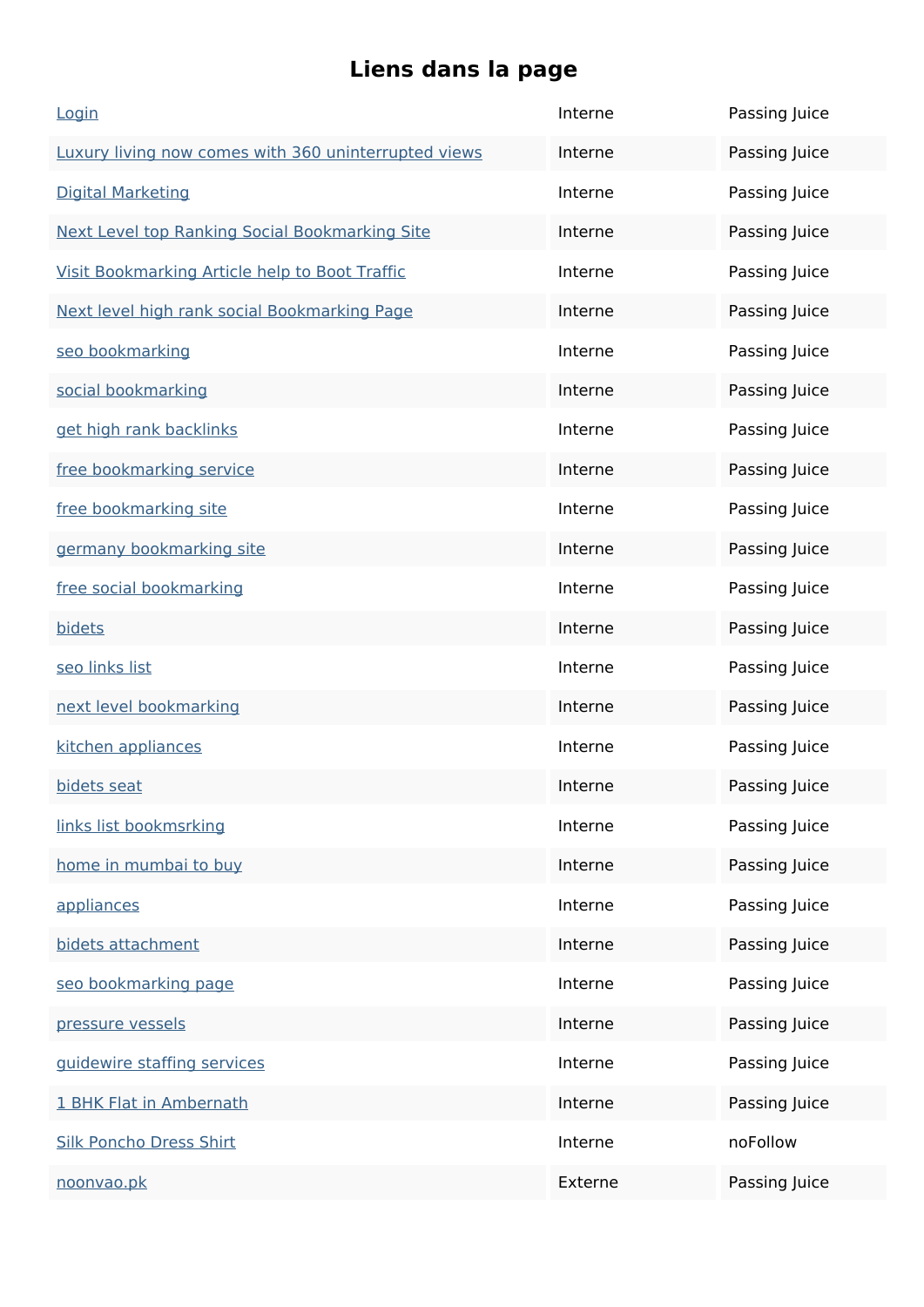# Liens dans la page

| | | |
|---|---|---|
| Login | Interne | Passing Juice |
| Luxury living now comes with 360 uninterrupted views | Interne | Passing Juice |
| Digital Marketing | Interne | Passing Juice |
| Next Level top Ranking Social Bookmarking Site | Interne | Passing Juice |
| Visit Bookmarking Article help to Boot Traffic | Interne | Passing Juice |
| Next level high rank social Bookmarking Page | Interne | Passing Juice |
| seo bookmarking | Interne | Passing Juice |
| social bookmarking | Interne | Passing Juice |
| get high rank backlinks | Interne | Passing Juice |
| free bookmarking service | Interne | Passing Juice |
| free bookmarking site | Interne | Passing Juice |
| germany bookmarking site | Interne | Passing Juice |
| free social bookmarking | Interne | Passing Juice |
| bidets | Interne | Passing Juice |
| seo links list | Interne | Passing Juice |
| next level bookmarking | Interne | Passing Juice |
| kitchen appliances | Interne | Passing Juice |
| bidets seat | Interne | Passing Juice |
| links list bookmsrking | Interne | Passing Juice |
| home in mumbai to buy | Interne | Passing Juice |
| appliances | Interne | Passing Juice |
| bidets attachment | Interne | Passing Juice |
| seo bookmarking page | Interne | Passing Juice |
| pressure vessels | Interne | Passing Juice |
| guidewire staffing services | Interne | Passing Juice |
| 1 BHK Flat in Ambernath | Interne | Passing Juice |
| Silk Poncho Dress Shirt | Interne | noFollow |
| noonvao.pk | Externe | Passing Juice |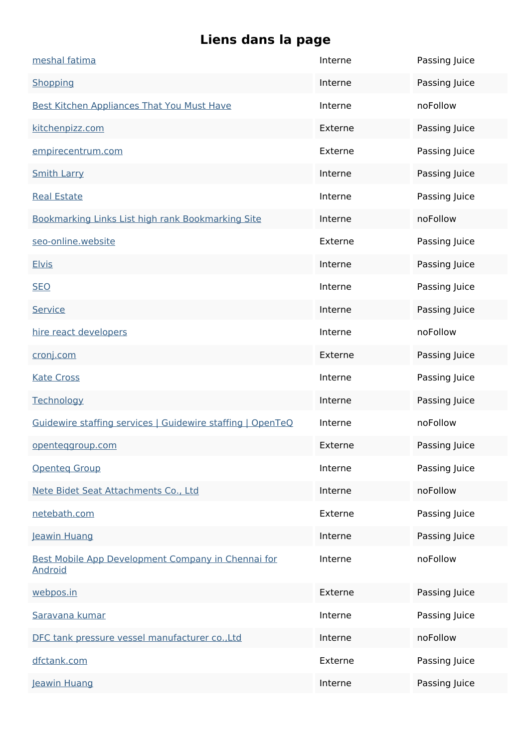# Liens dans la page

| | | |
|---|---|---|
| meshal fatima | Interne | Passing Juice |
| Shopping | Interne | Passing Juice |
| Best Kitchen Appliances That You Must Have | Interne | noFollow |
| kitchenpizz.com | Externe | Passing Juice |
| empirecentrum.com | Externe | Passing Juice |
| Smith Larry | Interne | Passing Juice |
| Real Estate | Interne | Passing Juice |
| Bookmarking Links List high rank Bookmarking Site | Interne | noFollow |
| seo-online.website | Externe | Passing Juice |
| Elvis | Interne | Passing Juice |
| SEO | Interne | Passing Juice |
| Service | Interne | Passing Juice |
| hire react developers | Interne | noFollow |
| cronj.com | Externe | Passing Juice |
| Kate Cross | Interne | Passing Juice |
| Technology | Interne | Passing Juice |
| Guidewire staffing services \| Guidewire staffing \| OpenTeQ | Interne | noFollow |
| openteqgroup.com | Externe | Passing Juice |
| Openteq Group | Interne | Passing Juice |
| Nete Bidet Seat Attachments Co., Ltd | Interne | noFollow |
| netebath.com | Externe | Passing Juice |
| Jeawin Huang | Interne | Passing Juice |
| Best Mobile App Development Company in Chennai for Android | Interne | noFollow |
| webpos.in | Externe | Passing Juice |
| Saravana kumar | Interne | Passing Juice |
| DFC tank pressure vessel manufacturer co.,Ltd | Interne | noFollow |
| dfctank.com | Externe | Passing Juice |
| Jeawin Huang | Interne | Passing Juice |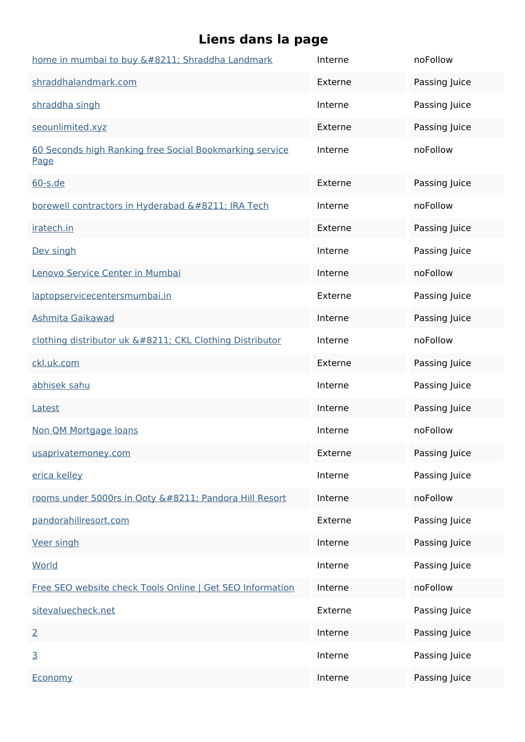# Liens dans la page

| | | |
|---|---|---|
| home in mumbai to buy &#8211; Shraddha Landmark | Interne | noFollow |
| shraddhalandmark.com | Externe | Passing Juice |
| shraddha singh | Interne | Passing Juice |
| seounlimited.xyz | Externe | Passing Juice |
| 60 Seconds high Ranking free Social Bookmarking service Page | Interne | noFollow |
| 60-s.de | Externe | Passing Juice |
| borewell contractors in Hyderabad &#8211; IRA Tech | Interne | noFollow |
| iratech.in | Externe | Passing Juice |
| Dev singh | Interne | Passing Juice |
| Lenovo Service Center in Mumbai | Interne | noFollow |
| laptopservicecentersmumbai.in | Externe | Passing Juice |
| Ashmita Gaikawad | Interne | Passing Juice |
| clothing distributor uk &#8211; CKL Clothing Distributor | Interne | noFollow |
| ckl.uk.com | Externe | Passing Juice |
| abhisek sahu | Interne | Passing Juice |
| Latest | Interne | Passing Juice |
| Non QM Mortgage loans | Interne | noFollow |
| usaprivatemoney.com | Externe | Passing Juice |
| erica kelley | Interne | Passing Juice |
| rooms under 5000rs in Ooty &#8211; Pandora Hill Resort | Interne | noFollow |
| pandorahillresort.com | Externe | Passing Juice |
| Veer singh | Interne | Passing Juice |
| World | Interne | Passing Juice |
| Free SEO website check Tools Online \| Get SEO Information | Interne | noFollow |
| sitevaluecheck.net | Externe | Passing Juice |
| 2 | Interne | Passing Juice |
| 3 | Interne | Passing Juice |
| Economy | Interne | Passing Juice |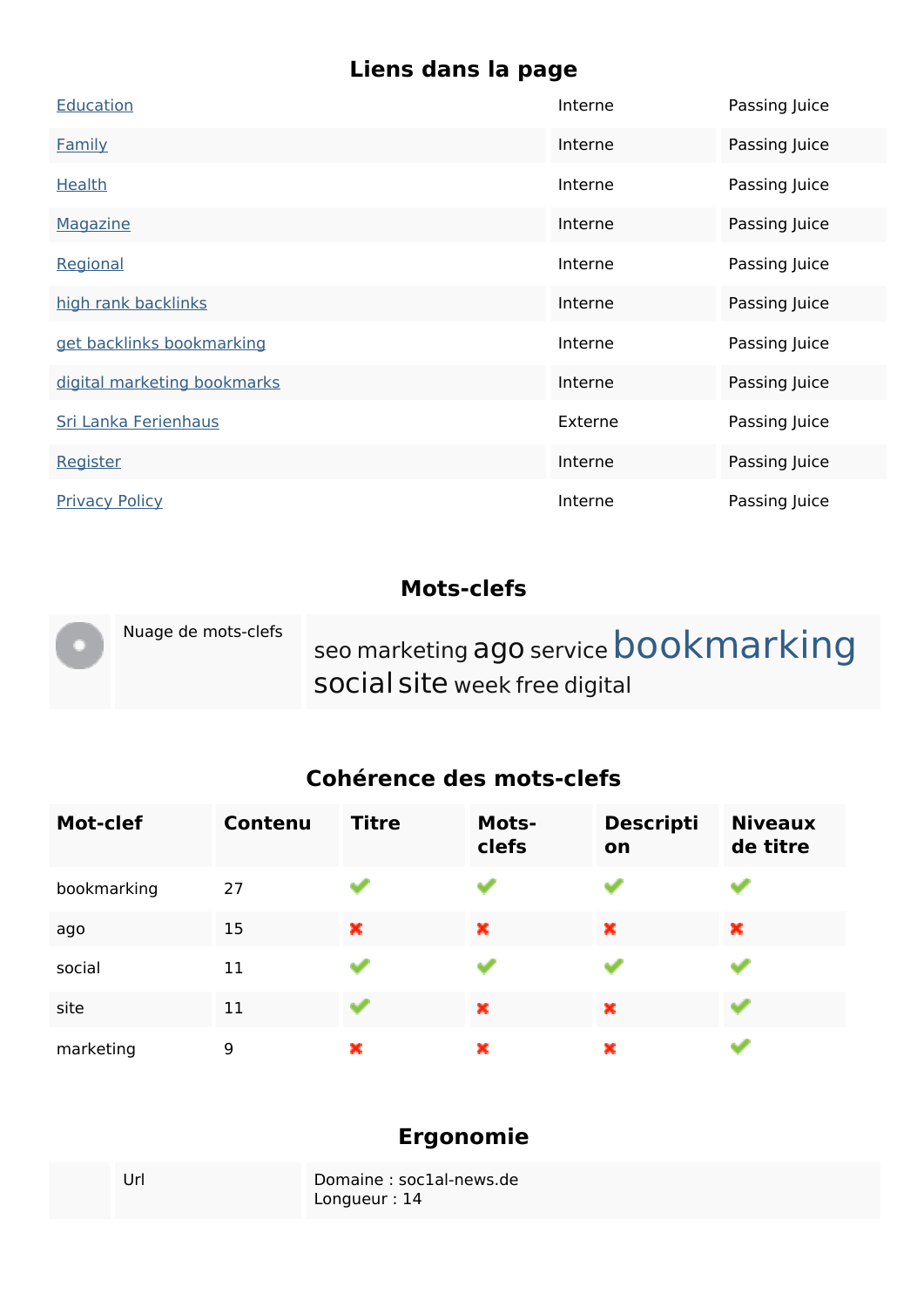## Liens dans la page

| | | |
|---|---|---|
| Education | Interne | Passing Juice |
| Family | Interne | Passing Juice |
| Health | Interne | Passing Juice |
| Magazine | Interne | Passing Juice |
| Regional | Interne | Passing Juice |
| high rank backlinks | Interne | Passing Juice |
| get backlinks bookmarking | Interne | Passing Juice |
| digital marketing bookmarks | Interne | Passing Juice |
| Sri Lanka Ferienhaus | Externe | Passing Juice |
| Register | Interne | Passing Juice |
| Privacy Policy | Interne | Passing Juice |

## Mots-clefs

| | |
|---|---|
| Nuage de mots-clefs | seo marketing ago service bookmarking social site week free digital |

## Cohérence des mots-clefs

| Mot-clef | Contenu | Titre | Mots-clefs | Description | Niveaux de titre |
|---|---|---|---|---|---|
| bookmarking | 27 | ✔ | ✔ | ✔ | ✔ |
| ago | 15 | ✖ | ✖ | ✖ | ✖ |
| social | 11 | ✔ | ✔ | ✔ | ✔ |
| site | 11 | ✔ | ✖ | ✖ | ✔ |
| marketing | 9 | ✖ | ✖ | ✖ | ✔ |

## Ergonomie

| | |
|---|---|
| Url | Domaine : soc1al-news.de<br>Longueur : 14 |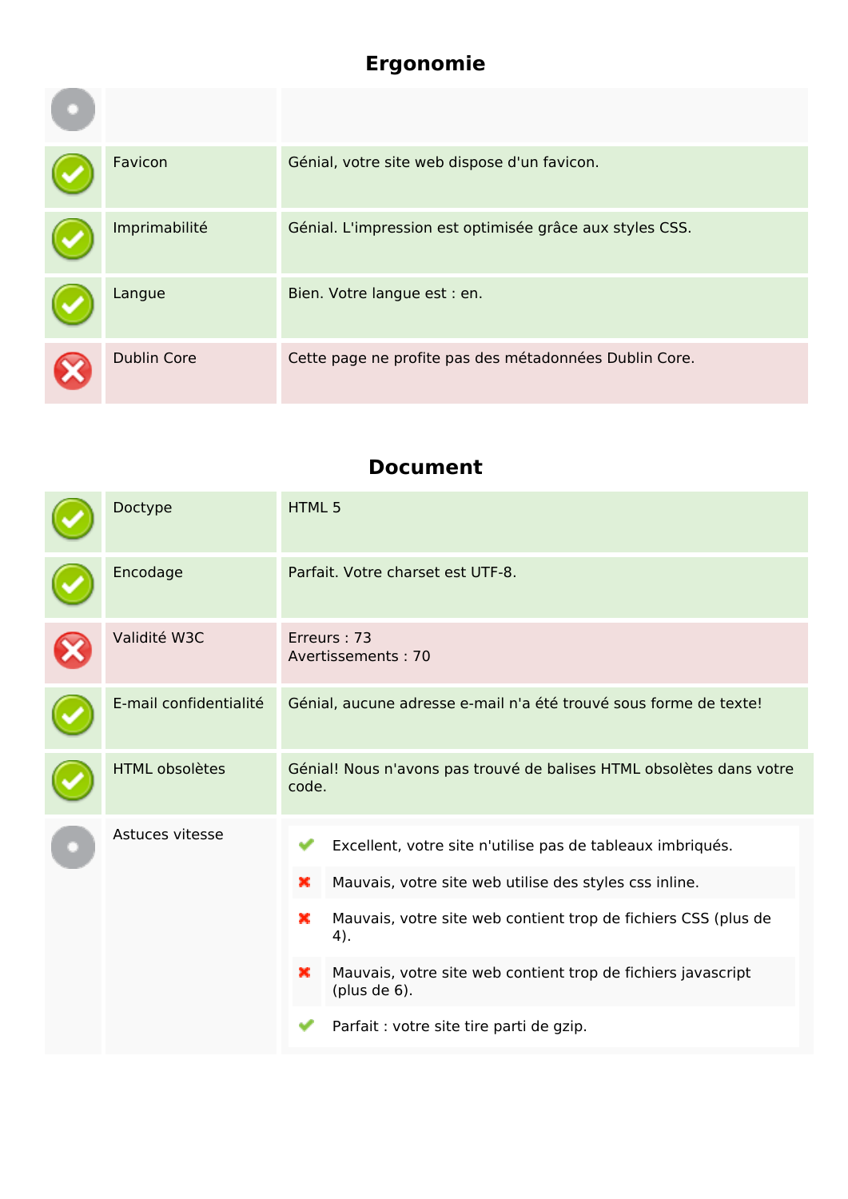## Ergonomie

| | | |
|---|---|---|
| | | |
| ✓ | Favicon | Génial, votre site web dispose d'un favicon. |
| ✓ | Imprimabilité | Génial. L'impression est optimisée grâce aux styles CSS. |
| ✓ | Langue | Bien. Votre langue est : en. |
| ✗ | Dublin Core | Cette page ne profite pas des métadonnées Dublin Core. |

## Document

| | | |
|---|---|---|
| ✓ | Doctype | HTML 5 |
| ✓ | Encodage | Parfait. Votre charset est UTF-8. |
| ✗ | Validité W3C | Erreurs : 73<br>Avertissements : 70 |
| ✓ | E-mail confidentialité | Génial, aucune adresse e-mail n'a été trouvé sous forme de texte! |
| ✓ | HTML obsolètes | Génial! Nous n'avons pas trouvé de balises HTML obsolètes dans votre code. |
| | Astuces vitesse | ✓ Excellent, votre site n'utilise pas de tableaux imbriqués.<br>✗ Mauvais, votre site web utilise des styles css inline.<br>✗ Mauvais, votre site web contient trop de fichiers CSS (plus de 4).<br>✗ Mauvais, votre site web contient trop de fichiers javascript (plus de 6).<br>✓ Parfait : votre site tire parti de gzip. |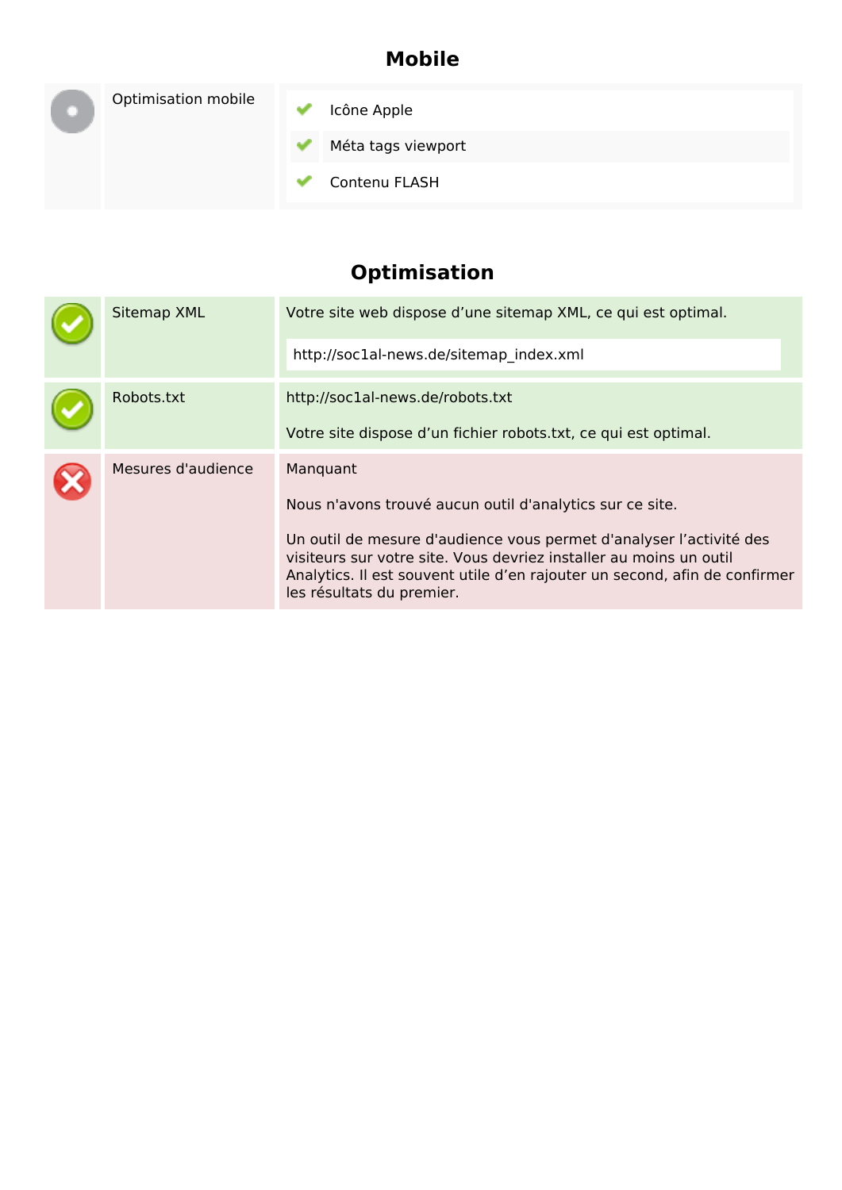## Mobile

| | | |
|---|---|---|
| | Optimisation mobile | Icône Apple<br>Méta tags viewport<br>Contenu FLASH |

## Optimisation

| | | |
|---|---|---|
| | Sitemap XML | Votre site web dispose d’une sitemap XML, ce qui est optimal.<br><br>http://soc1al-news.de/sitemap_index.xml |
| | Robots.txt | http://soc1al-news.de/robots.txt<br><br>Votre site dispose d’un fichier robots.txt, ce qui est optimal. |
| | Mesures d'audience | Manquant<br><br>Nous n'avons trouvé aucun outil d'analytics sur ce site.<br><br>Un outil de mesure d'audience vous permet d'analyser l’activité des visiteurs sur votre site. Vous devriez installer au moins un outil Analytics. Il est souvent utile d’en rajouter un second, afin de confirmer les résultats du premier. |